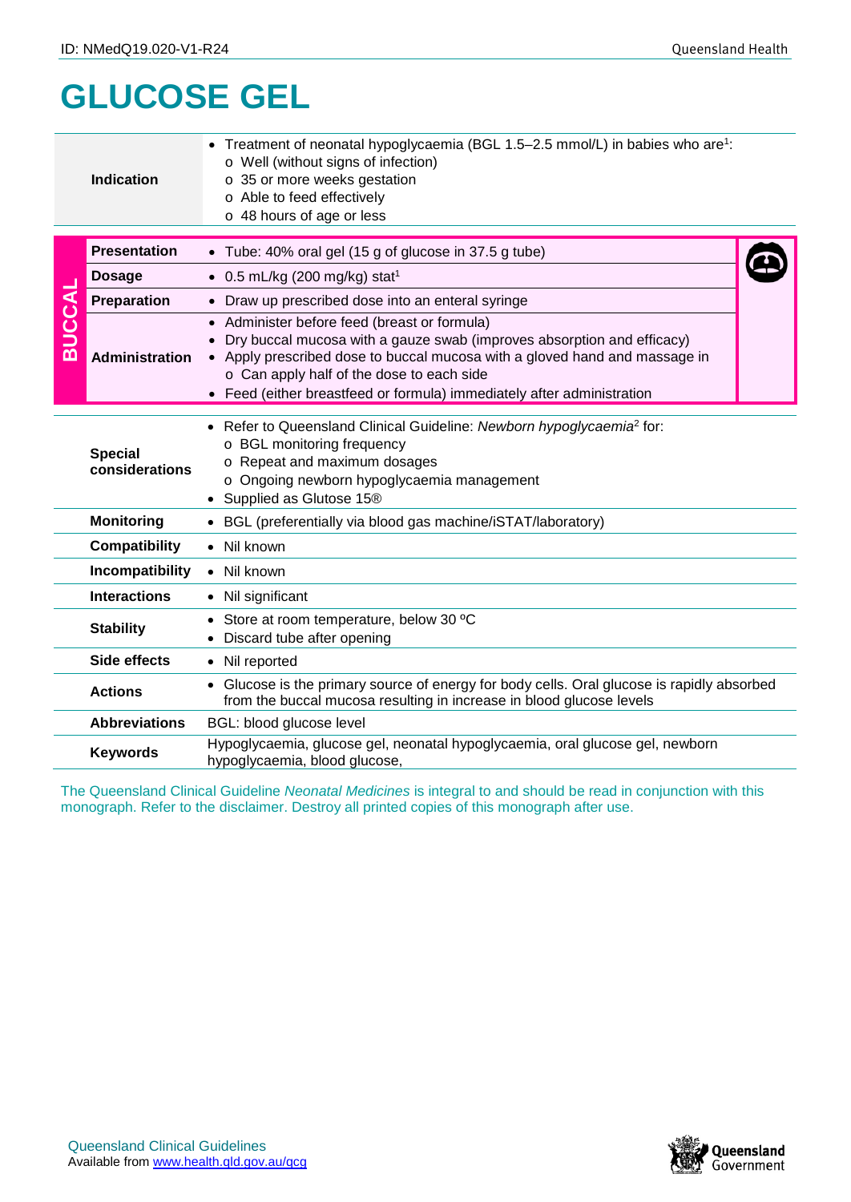# GLUCOSE GEL

| | |
|---|---|
| **Indication** | • Treatment of neonatal hypoglycaemia (BGL 1.5–2.5 mmol/L) in babies who are[1]:<br>o Well (without signs of infection)<br>o 35 or more weeks gestation<br>o Able to feed effectively<br>o 48 hours of age or less |

| BUCCAL | | |
|---|---|---|
| | **Presentation** | • Tube: 40% oral gel (15 g of glucose in 37.5 g tube) |
| | **Dosage** | • 0.5 mL/kg (200 mg/kg) stat[1] |
| | **Preparation** | • Draw up prescribed dose into an enteral syringe |
| | **Administration** | • Administer before feed (breast or formula)<br>• Dry buccal mucosa with a gauze swab (improves absorption and efficacy)<br>• Apply prescribed dose to buccal mucosa with a gloved hand and massage in<br>o Can apply half of the dose to each side<br>• Feed (either breastfeed or formula) immediately after administration |

| | |
|---|---|
| **Special considerations** | • Refer to Queensland Clinical Guideline: *Newborn hypoglycaemia*[2] for:<br>o BGL monitoring frequency<br>o Repeat and maximum dosages<br>o Ongoing newborn hypoglycaemia management<br>• Supplied as Glutose 15® |
| **Monitoring** | • BGL (preferentially via blood gas machine/iSTAT/laboratory) |
| **Compatibility** | • Nil known |
| **Incompatibility** | • Nil known |
| **Interactions** | • Nil significant |
| **Stability** | • Store at room temperature, below 30 ºC<br>• Discard tube after opening |
| **Side effects** | • Nil reported |
| **Actions** | • Glucose is the primary source of energy for body cells. Oral glucose is rapidly absorbed from the buccal mucosa resulting in increase in blood glucose levels |
| **Abbreviations** | BGL: blood glucose level |
| **Keywords** | Hypoglycaemia, glucose gel, neonatal hypoglycaemia, oral glucose gel, newborn hypoglycaemia, blood glucose, |

The Queensland Clinical Guideline *Neonatal Medicines* is integral to and should be read in conjunction with this monograph. Refer to the disclaimer. Destroy all printed copies of this monograph after use.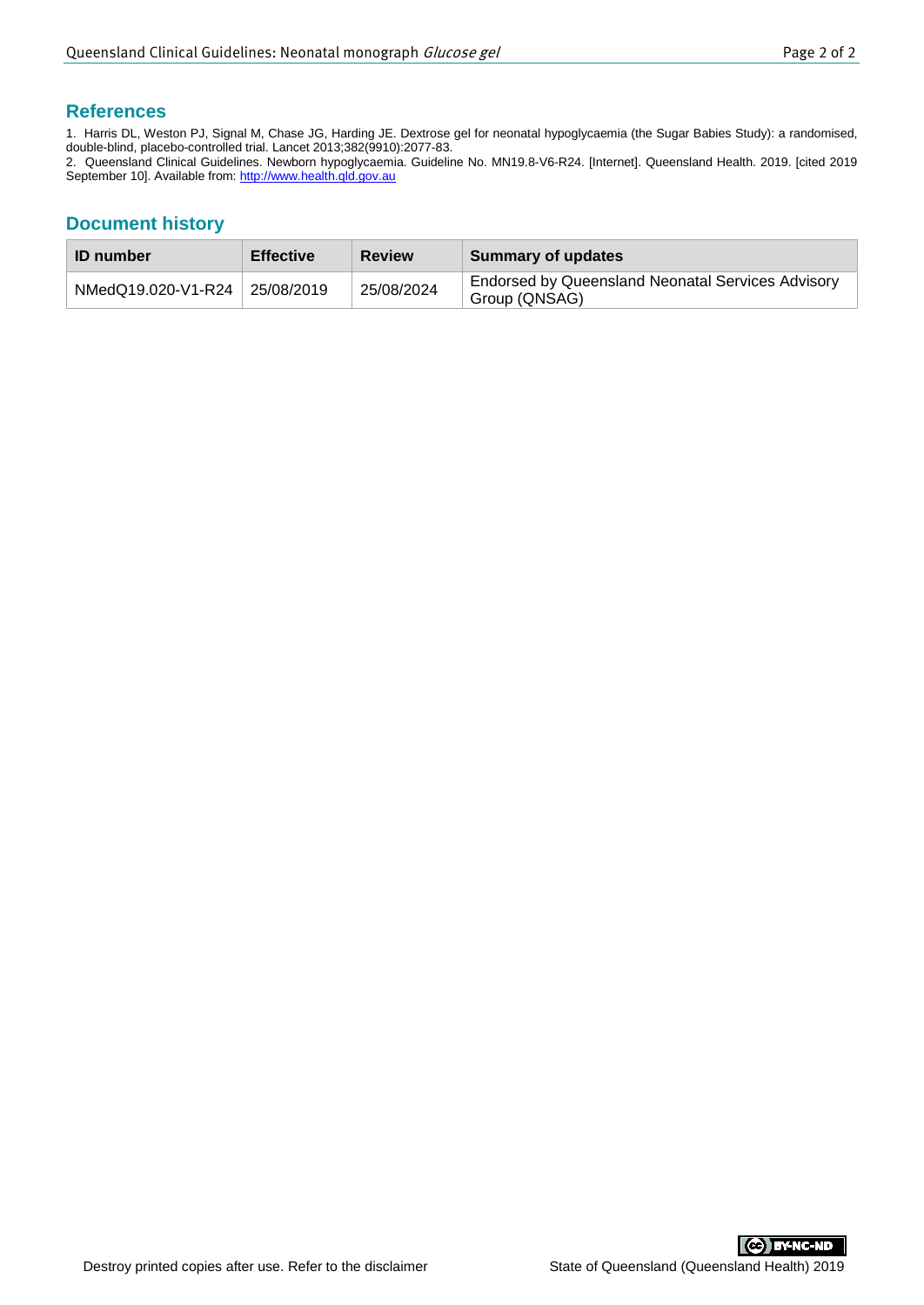## References

1. Harris DL, Weston PJ, Signal M, Chase JG, Harding JE. Dextrose gel for neonatal hypoglycaemia (the Sugar Babies Study): a randomised, double-blind, placebo-controlled trial. Lancet 2013;382(9910):2077-83.
2. Queensland Clinical Guidelines. Newborn hypoglycaemia. Guideline No. MN19.8-V6-R24. [Internet]. Queensland Health. 2019. [cited 2019 September 10]. Available from: http://www.health.qld.gov.au

## Document history

| ID number | Effective | Review | Summary of updates |
|---|---|---|---|
| NMedQ19.020-V1-R24 | 25/08/2019 | 25/08/2024 | Endorsed by Queensland Neonatal Services Advisory Group (QNSAG) |

Destroy printed copies after use. Refer to the disclaimer

State of Queensland (Queensland Health) 2019